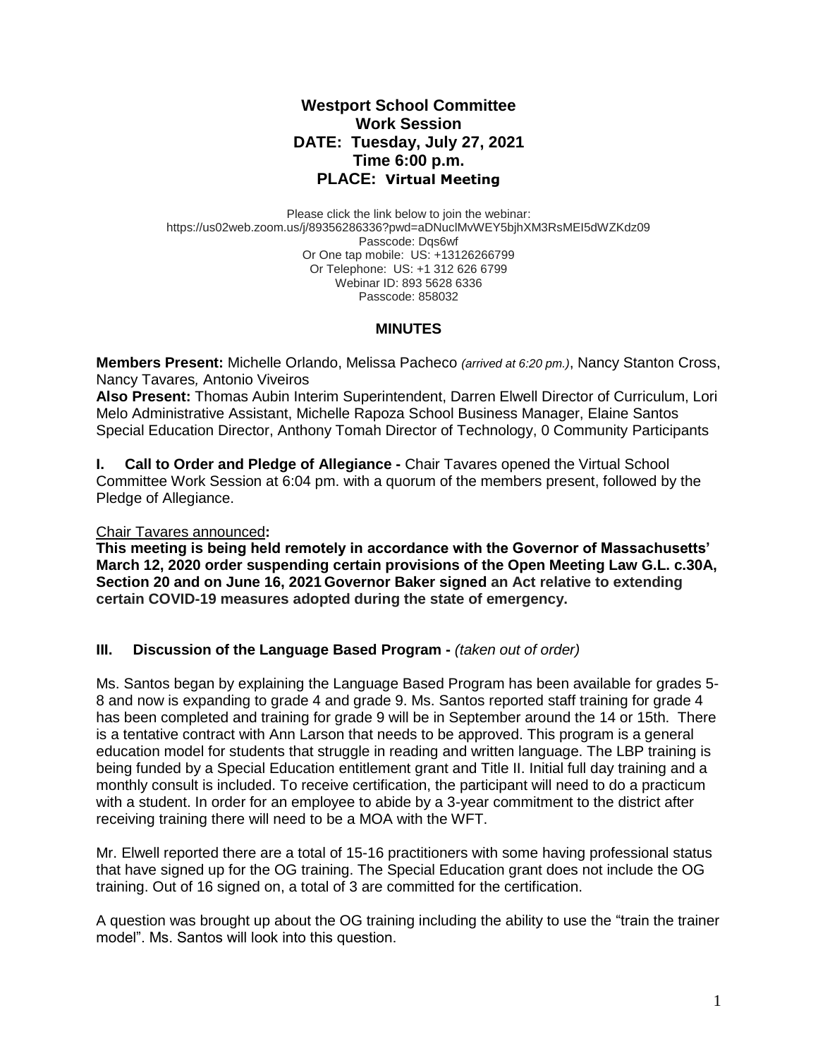# Westport School Committee
## Work Session
## DATE: Tuesday, July 27, 2021
## Time 6:00 p.m.
## PLACE: Virtual Meeting

Please click the link below to join the webinar:
https://us02web.zoom.us/j/89356286336?pwd=aDNuclMvWEY5bjhXM3RsMEI5dWZKdz09
Passcode: Dqs6wf
Or One tap mobile: US: +13126266799
Or Telephone: US: +1 312 626 6799
Webinar ID: 893 5628 6336
Passcode: 858032

### MINUTES

**Members Present:** Michelle Orlando, Melissa Pacheco *(arrived at 6:20 pm.)*, Nancy Stanton Cross, Nancy Tavares*,* Antonio Viveiros
**Also Present:** Thomas Aubin Interim Superintendent, Darren Elwell Director of Curriculum, Lori Melo Administrative Assistant, Michelle Rapoza School Business Manager, Elaine Santos Special Education Director, Anthony Tomah Director of Technology, 0 Community Participants

**I. Call to Order and Pledge of Allegiance -** Chair Tavares opened the Virtual School Committee Work Session at 6:04 pm. with a quorum of the members present, followed by the Pledge of Allegiance.

Chair Tavares announced**:**
**This meeting is being held remotely in accordance with the Governor of Massachusetts' March 12, 2020 order suspending certain provisions of the Open Meeting Law G.L. c.30A, Section 20 and on June 16, 2021 Governor Baker signed an Act relative to extending certain COVID-19 measures adopted during the state of emergency.**

**III. Discussion of the Language Based Program -** *(taken out of order)*

Ms. Santos began by explaining the Language Based Program has been available for grades 5-8 and now is expanding to grade 4 and grade 9. Ms. Santos reported staff training for grade 4 has been completed and training for grade 9 will be in September around the 14 or 15th. There is a tentative contract with Ann Larson that needs to be approved. This program is a general education model for students that struggle in reading and written language. The LBP training is being funded by a Special Education entitlement grant and Title II. Initial full day training and a monthly consult is included. To receive certification, the participant will need to do a practicum with a student. In order for an employee to abide by a 3-year commitment to the district after receiving training there will need to be a MOA with the WFT.

Mr. Elwell reported there are a total of 15-16 practitioners with some having professional status that have signed up for the OG training. The Special Education grant does not include the OG training. Out of 16 signed on, a total of 3 are committed for the certification.

A question was brought up about the OG training including the ability to use the "train the trainer model". Ms. Santos will look into this question.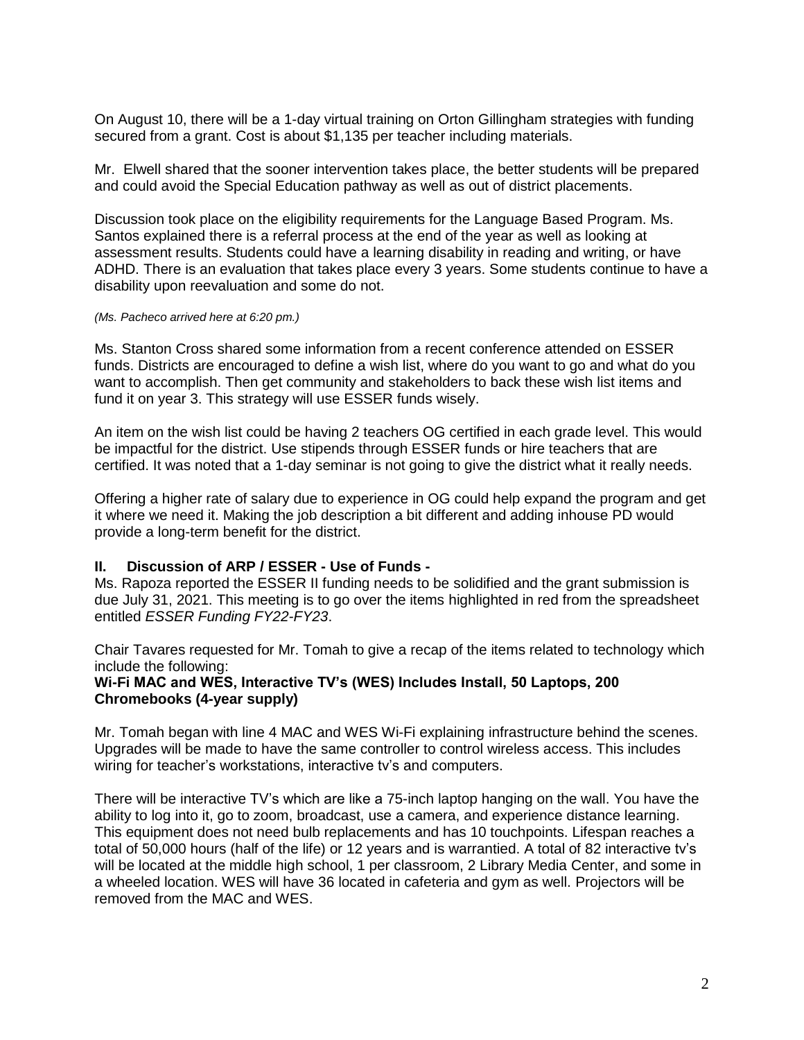On August 10, there will be a 1-day virtual training on Orton Gillingham strategies with funding secured from a grant. Cost is about $1,135 per teacher including materials.

Mr. Elwell shared that the sooner intervention takes place, the better students will be prepared and could avoid the Special Education pathway as well as out of district placements.

Discussion took place on the eligibility requirements for the Language Based Program. Ms. Santos explained there is a referral process at the end of the year as well as looking at assessment results. Students could have a learning disability in reading and writing, or have ADHD. There is an evaluation that takes place every 3 years. Some students continue to have a disability upon reevaluation and some do not.

*(Ms. Pacheco arrived here at 6:20 pm.)*

Ms. Stanton Cross shared some information from a recent conference attended on ESSER funds. Districts are encouraged to define a wish list, where do you want to go and what do you want to accomplish. Then get community and stakeholders to back these wish list items and fund it on year 3. This strategy will use ESSER funds wisely.

An item on the wish list could be having 2 teachers OG certified in each grade level. This would be impactful for the district. Use stipends through ESSER funds or hire teachers that are certified. It was noted that a 1-day seminar is not going to give the district what it really needs.

Offering a higher rate of salary due to experience in OG could help expand the program and get it where we need it. Making the job description a bit different and adding inhouse PD would provide a long-term benefit for the district.

## II. Discussion of ARP / ESSER - Use of Funds -

Ms. Rapoza reported the ESSER II funding needs to be solidified and the grant submission is due July 31, 2021. This meeting is to go over the items highlighted in red from the spreadsheet entitled *ESSER Funding FY22-FY23*.

Chair Tavares requested for Mr. Tomah to give a recap of the items related to technology which include the following:

**Wi-Fi MAC and WES, Interactive TV's (WES) Includes Install, 50 Laptops, 200 Chromebooks (4-year supply)**

Mr. Tomah began with line 4 MAC and WES Wi-Fi explaining infrastructure behind the scenes. Upgrades will be made to have the same controller to control wireless access. This includes wiring for teacher's workstations, interactive tv's and computers.

There will be interactive TV's which are like a 75-inch laptop hanging on the wall. You have the ability to log into it, go to zoom, broadcast, use a camera, and experience distance learning. This equipment does not need bulb replacements and has 10 touchpoints. Lifespan reaches a total of 50,000 hours (half of the life) or 12 years and is warrantied. A total of 82 interactive tv's will be located at the middle high school, 1 per classroom, 2 Library Media Center, and some in a wheeled location. WES will have 36 located in cafeteria and gym as well. Projectors will be removed from the MAC and WES.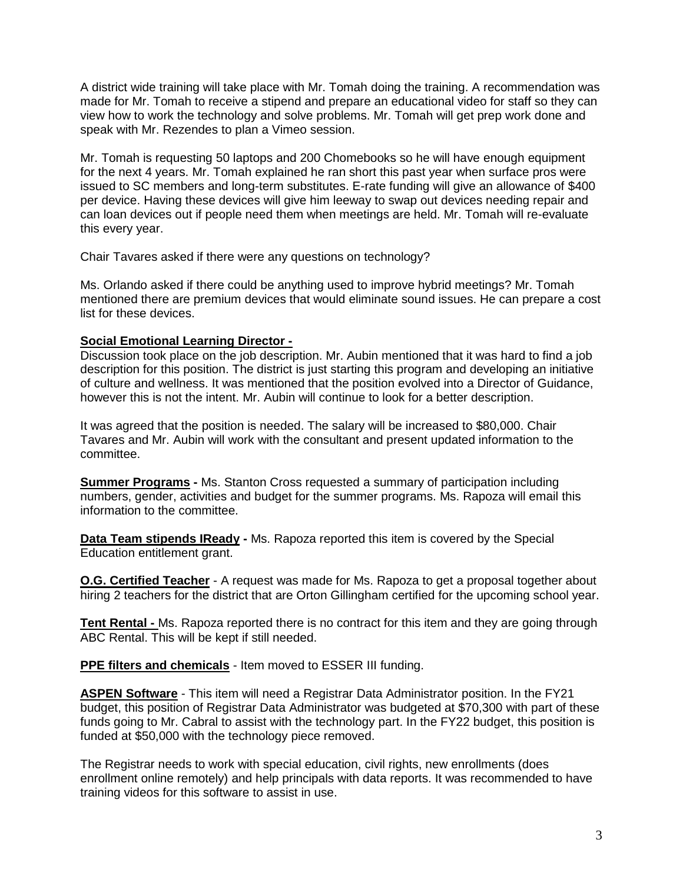A district wide training will take place with Mr. Tomah doing the training. A recommendation was made for Mr. Tomah to receive a stipend and prepare an educational video for staff so they can view how to work the technology and solve problems. Mr. Tomah will get prep work done and speak with Mr. Rezendes to plan a Vimeo session.

Mr. Tomah is requesting 50 laptops and 200 Chomebooks so he will have enough equipment for the next 4 years. Mr. Tomah explained he ran short this past year when surface pros were issued to SC members and long-term substitutes. E-rate funding will give an allowance of $400 per device. Having these devices will give him leeway to swap out devices needing repair and can loan devices out if people need them when meetings are held. Mr. Tomah will re-evaluate this every year.

Chair Tavares asked if there were any questions on technology?

Ms. Orlando asked if there could be anything used to improve hybrid meetings? Mr. Tomah mentioned there are premium devices that would eliminate sound issues. He can prepare a cost list for these devices.

**Social Emotional Learning Director -**
Discussion took place on the job description. Mr. Aubin mentioned that it was hard to find a job description for this position. The district is just starting this program and developing an initiative of culture and wellness. It was mentioned that the position evolved into a Director of Guidance, however this is not the intent. Mr. Aubin will continue to look for a better description.

It was agreed that the position is needed. The salary will be increased to $80,000. Chair Tavares and Mr. Aubin will work with the consultant and present updated information to the committee.

**Summer Programs -** Ms. Stanton Cross requested a summary of participation including numbers, gender, activities and budget for the summer programs. Ms. Rapoza will email this information to the committee.

**Data Team stipends IReady -** Ms. Rapoza reported this item is covered by the Special Education entitlement grant.

**O.G. Certified Teacher** - A request was made for Ms. Rapoza to get a proposal together about hiring 2 teachers for the district that are Orton Gillingham certified for the upcoming school year.

**Tent Rental -** Ms. Rapoza reported there is no contract for this item and they are going through ABC Rental. This will be kept if still needed.

**PPE filters and chemicals** - Item moved to ESSER III funding.

**ASPEN Software** - This item will need a Registrar Data Administrator position. In the FY21 budget, this position of Registrar Data Administrator was budgeted at $70,300 with part of these funds going to Mr. Cabral to assist with the technology part. In the FY22 budget, this position is funded at $50,000 with the technology piece removed.

The Registrar needs to work with special education, civil rights, new enrollments (does enrollment online remotely) and help principals with data reports. It was recommended to have training videos for this software to assist in use.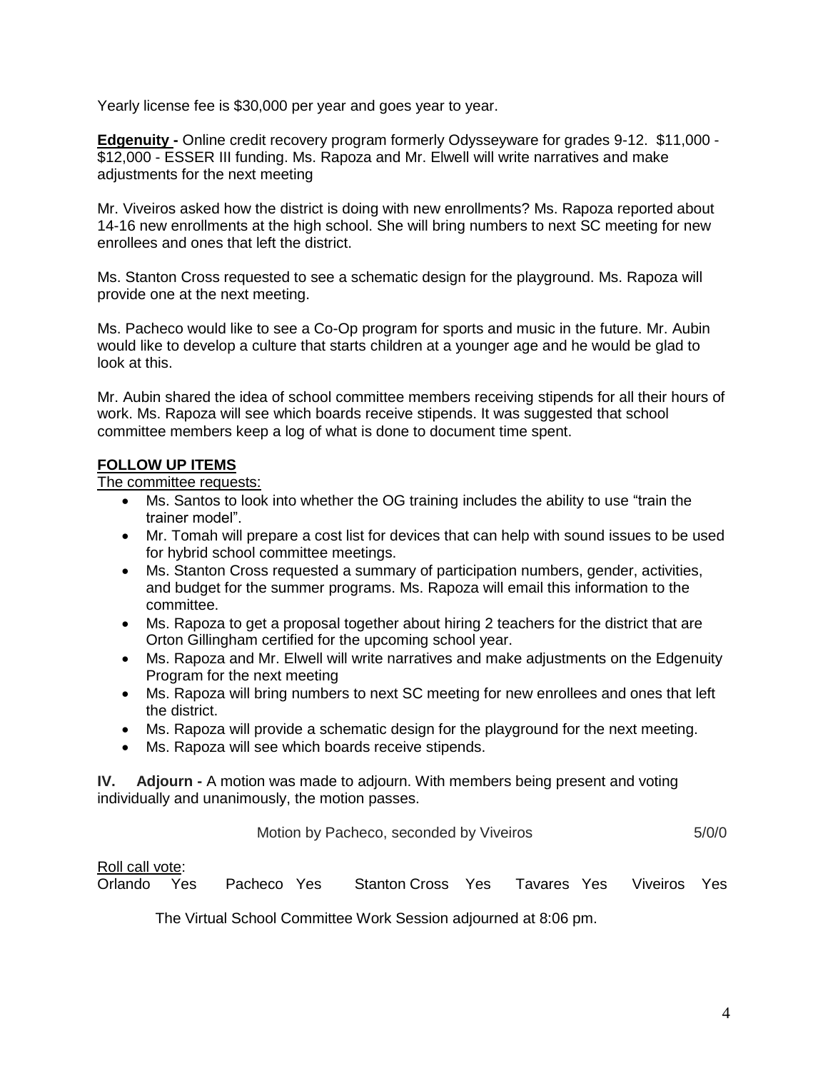Yearly license fee is $30,000 per year and goes year to year.

**Edgenuity -** Online credit recovery program formerly Odysseyware for grades 9-12. $11,000 - $12,000 - ESSER III funding. Ms. Rapoza and Mr. Elwell will write narratives and make adjustments for the next meeting

Mr. Viveiros asked how the district is doing with new enrollments? Ms. Rapoza reported about 14-16 new enrollments at the high school. She will bring numbers to next SC meeting for new enrollees and ones that left the district.

Ms. Stanton Cross requested to see a schematic design for the playground. Ms. Rapoza will provide one at the next meeting.

Ms. Pacheco would like to see a Co-Op program for sports and music in the future. Mr. Aubin would like to develop a culture that starts children at a younger age and he would be glad to look at this.

Mr. Aubin shared the idea of school committee members receiving stipends for all their hours of work. Ms. Rapoza will see which boards receive stipends. It was suggested that school committee members keep a log of what is done to document time spent.

## FOLLOW UP ITEMS

The committee requests:

- Ms. Santos to look into whether the OG training includes the ability to use "train the trainer model".
- Mr. Tomah will prepare a cost list for devices that can help with sound issues to be used for hybrid school committee meetings.
- Ms. Stanton Cross requested a summary of participation numbers, gender, activities, and budget for the summer programs. Ms. Rapoza will email this information to the committee.
- Ms. Rapoza to get a proposal together about hiring 2 teachers for the district that are Orton Gillingham certified for the upcoming school year.
- Ms. Rapoza and Mr. Elwell will write narratives and make adjustments on the Edgenuity Program for the next meeting
- Ms. Rapoza will bring numbers to next SC meeting for new enrollees and ones that left the district.
- Ms. Rapoza will provide a schematic design for the playground for the next meeting.
- Ms. Rapoza will see which boards receive stipends.

**IV. Adjourn -** A motion was made to adjourn. With members being present and voting individually and unanimously, the motion passes.

Motion by Pacheco, seconded by Viveiros 5/0/0

Roll call vote:
Orlando Yes Pacheco Yes Stanton Cross Yes Tavares Yes Viveiros Yes

The Virtual School Committee Work Session adjourned at 8:06 pm.